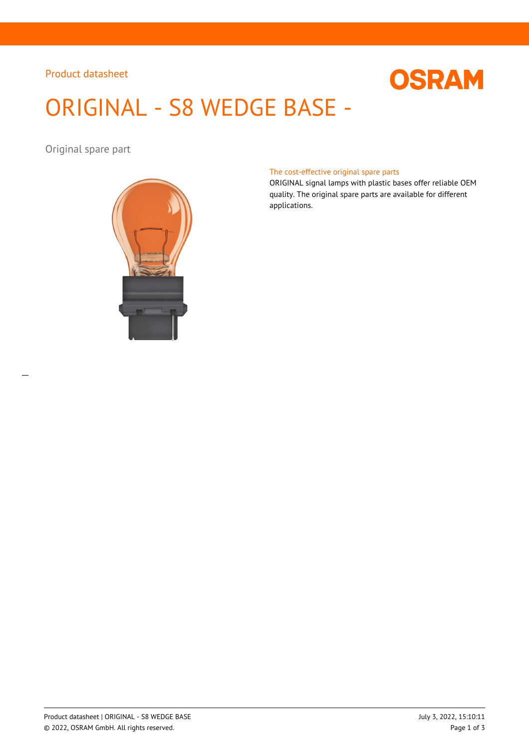Product datasheet

# ORIGINAL - S8 WEDGE BASE -

Original spare part

### The cost-effective original spare parts

ORIGINAL signal lamps with plastic bases offer reliable OEM quality. The original spare parts are available for different applications.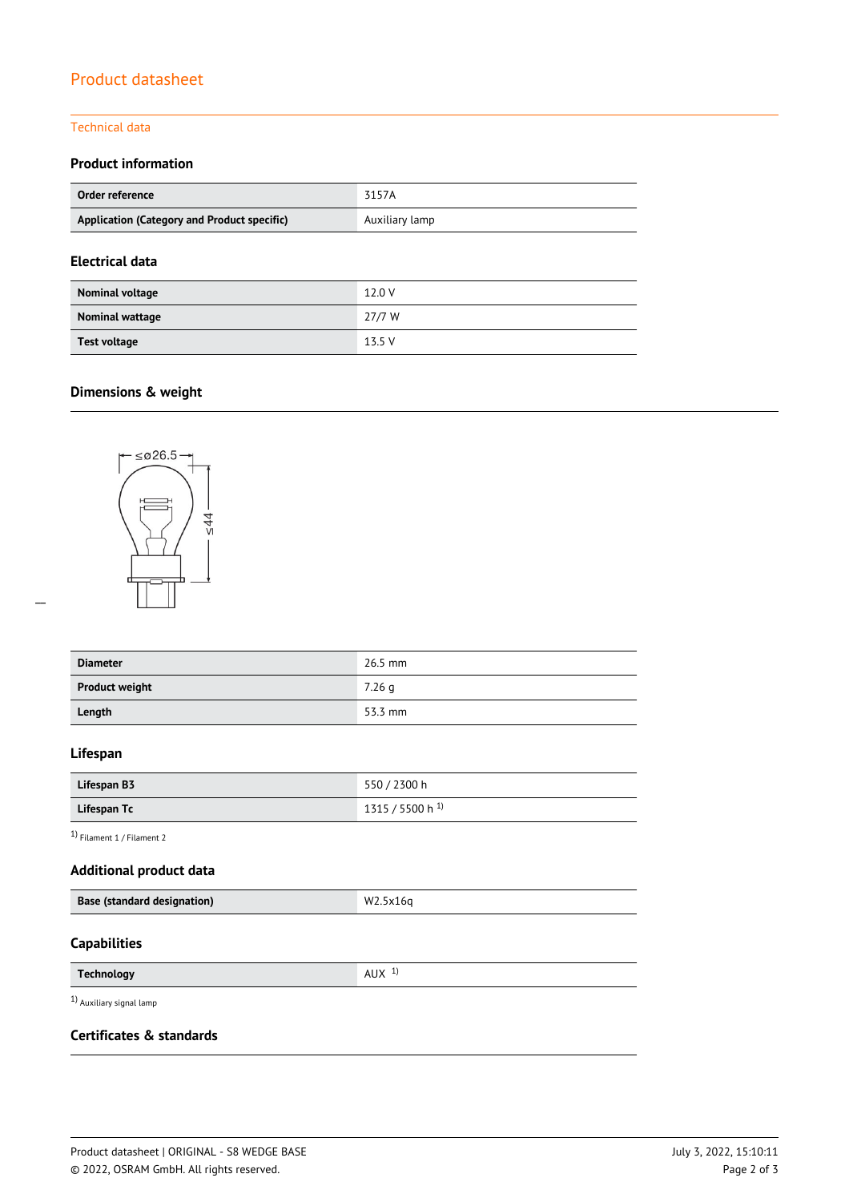# Product datasheet

## Technical data

### Product information

| Order reference | 3157A |
| --- | --- |
| Application (Category and Product specific) | Auxiliary lamp |

### Electrical data

| Nominal voltage | 12.0 V |
| --- | --- |
| Nominal wattage | 27/7 W |
| Test voltage | 13.5 V |

### Dimensions & weight

≤ø26.5

≤44

| Diameter | 26.5 mm |
| --- | --- |
| Product weight | 7.26 g |
| Length | 53.3 mm |

### Lifespan

| Lifespan B3 | 550 / 2300 h |
| --- | --- |
| Lifespan Tc | 1315 / 5500 h [1] |

[1] Filament 1 / Filament 2

### Additional product data

| Base (standard designation) | W2.5x16q |
| --- | --- |

### Capabilities

| Technology | AUX [1] |
| --- | --- |

[1] Auxiliary signal lamp

### Certificates & standards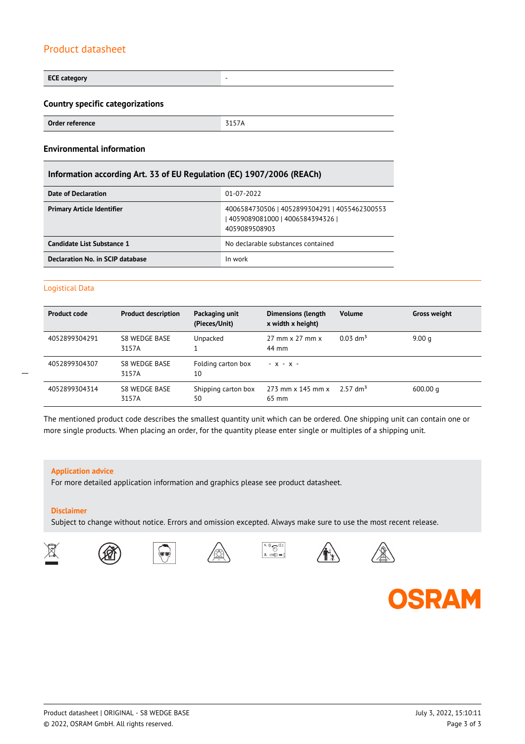## Product datasheet

| ECE category | - |
|---|---|

### Country specific categorizations

| Order reference | 3157A |
|---|---|

### Environmental information

| Information according Art. 33 of EU Regulation (EC) 1907/2006 (REACh) | |
|---|---|
| Date of Declaration | 01-07-2022 |
| Primary Article Identifier | 4006584730506 \| 4052899304291 \| 4055462300553 \| 4059089081000 \| 4006584394326 \| 4059089508903 |
| Candidate List Substance 1 | No declarable substances contained |
| Declaration No. in SCIP database | In work |

## Logistical Data

| Product code | Product description | Packaging unit (Pieces/Unit) | Dimensions (length x width x height) | Volume | Gross weight |
|---|---|---|---|---|---|
| 4052899304291 | S8 WEDGE BASE 3157A | Unpacked 1 | 27 mm x 27 mm x 44 mm | 0.03 $dm^3$ | 9.00 g |
| 4052899304307 | S8 WEDGE BASE 3157A | Folding carton box 10 | - x - x - | | |
| 4052899304314 | S8 WEDGE BASE 3157A | Shipping carton box 50 | 273 mm x 145 mm x 65 mm | 2.57 $dm^3$ | 600.00 g |

The mentioned product code describes the smallest quantity unit which can be ordered. One shipping unit can contain one or more single products. When placing an order, for the quantity please enter single or multiples of a shipping unit.

**Application advice**

For more detailed application information and graphics please see product datasheet.

**Disclaimer**

Subject to change without notice. Errors and omission excepted. Always make sure to use the most recent release.

Product datasheet | ORIGINAL - S8 WEDGE BASE

© 2022, OSRAM GmbH. All rights reserved.